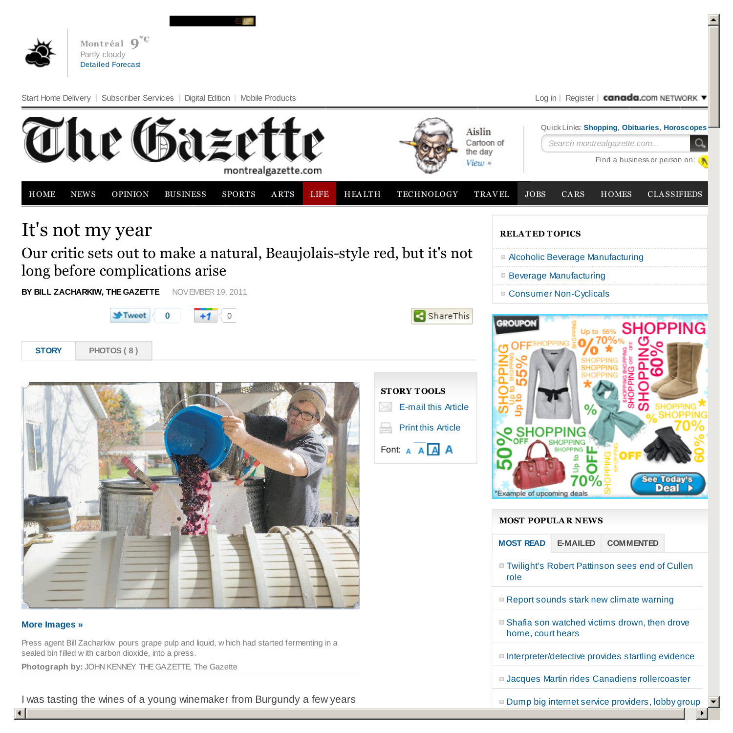Montréal 9°C
Partly cloudy
Detailed Forecast

Start Home Delivery | Subscriber Services | Digital Edition | Mobile Products

Log in | Register | canada.com NETWORK

# The Gazette

montrealgazette.com

Aislin Cartoon of the day View »

Quick Links: Shopping, Obituaries, Horoscopes

Search montrealgazette.com...

Find a business or person on:

HOME | NEWS | OPINION | BUSINESS | SPORTS | ARTS | LIFE | HEALTH | TECHNOLOGY | TRAVEL | JOBS | CARS | HOMES | CLASSIFIEDS

# It's not my year

## Our critic sets out to make a natural, Beaujolais-style red, but it's not long before complications arise

**BY BILL ZACHARKIW, THE GAZETTE** NOVEMBER 19, 2011

Tweet 0 | +1 0 | ShareThis

STORY | PHOTOS ( 8 )

**More Images »**

Press agent Bill Zacharkiw pours grape pulp and liquid, which had started fermenting in a sealed bin filled with carbon dioxide, into a press.

**Photograph by:** JOHN KENNEY THE GAZETTE, The Gazette

I was tasting the wines of a young winemaker from Burgundy a few years

**STORY TOOLS**

E-mail this Article

Print this Article

Font: A A A A

**RELATED TOPICS**

- Alcoholic Beverage Manufacturing
- Beverage Manufacturing
- Consumer Non-Cyclicals

**MOST POPULAR NEWS**

MOST READ | E-MAILED | COMMENTED

- Twilight's Robert Pattinson sees end of Cullen role
- Report sounds stark new climate warning
- Shafia son watched victims drown, then drove home, court hears
- Interpreter/detective provides startling evidence
- Jacques Martin rides Canadiens rollercoaster
- Dump big internet service providers, lobby group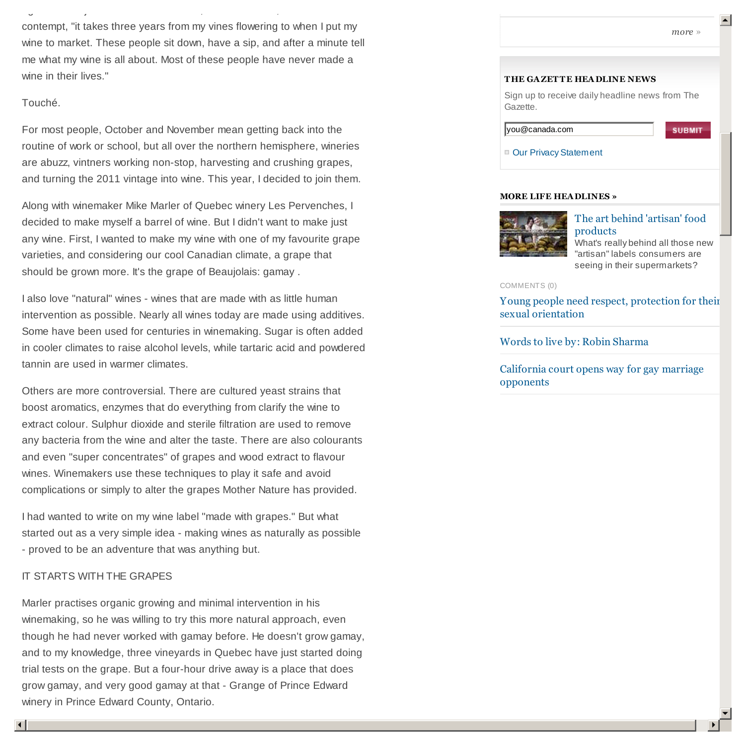contempt, "it takes three years from my vines flowering to when I put my wine to market. These people sit down, have a sip, and after a minute tell me what my wine is all about. Most of these people have never made a wine in their lives."

Touché.

For most people, October and November mean getting back into the routine of work or school, but all over the northern hemisphere, wineries are abuzz, vintners working non-stop, harvesting and crushing grapes, and turning the 2011 vintage into wine. This year, I decided to join them.

Along with winemaker Mike Marler of Quebec winery Les Pervenches, I decided to make myself a barrel of wine. But I didn't want to make just any wine. First, I wanted to make my wine with one of my favourite grape varieties, and considering our cool Canadian climate, a grape that should be grown more. It's the grape of Beaujolais: gamay .

I also love "natural" wines - wines that are made with as little human intervention as possible. Nearly all wines today are made using additives. Some have been used for centuries in winemaking. Sugar is often added in cooler climates to raise alcohol levels, while tartaric acid and powdered tannin are used in warmer climates.

Others are more controversial. There are cultured yeast strains that boost aromatics, enzymes that do everything from clarify the wine to extract colour. Sulphur dioxide and sterile filtration are used to remove any bacteria from the wine and alter the taste. There are also colourants and even "super concentrates" of grapes and wood extract to flavour wines. Winemakers use these techniques to play it safe and avoid complications or simply to alter the grapes Mother Nature has provided.

I had wanted to write on my wine label "made with grapes." But what started out as a very simple idea - making wines as naturally as possible - proved to be an adventure that was anything but.

IT STARTS WITH THE GRAPES

Marler practises organic growing and minimal intervention in his winemaking, so he was willing to try this more natural approach, even though he had never worked with gamay before. He doesn't grow gamay, and to my knowledge, three vineyards in Quebec have just started doing trial tests on the grape. But a four-hour drive away is a place that does grow gamay, and very good gamay at that - Grange of Prince Edward winery in Prince Edward County, Ontario.

more »

**THE GAZETTE HEADLINE NEWS**

Sign up to receive daily headline news from The Gazette.

you@canada.com SUBMIT

Our Privacy Statement

**MORE LIFE HEADLINES »**

The art behind 'artisan' food products
What's really behind all those new "artisan" labels consumers are seeing in their supermarkets?

COMMENTS (0)

Young people need respect, protection for their sexual orientation

Words to live by: Robin Sharma

California court opens way for gay marriage opponents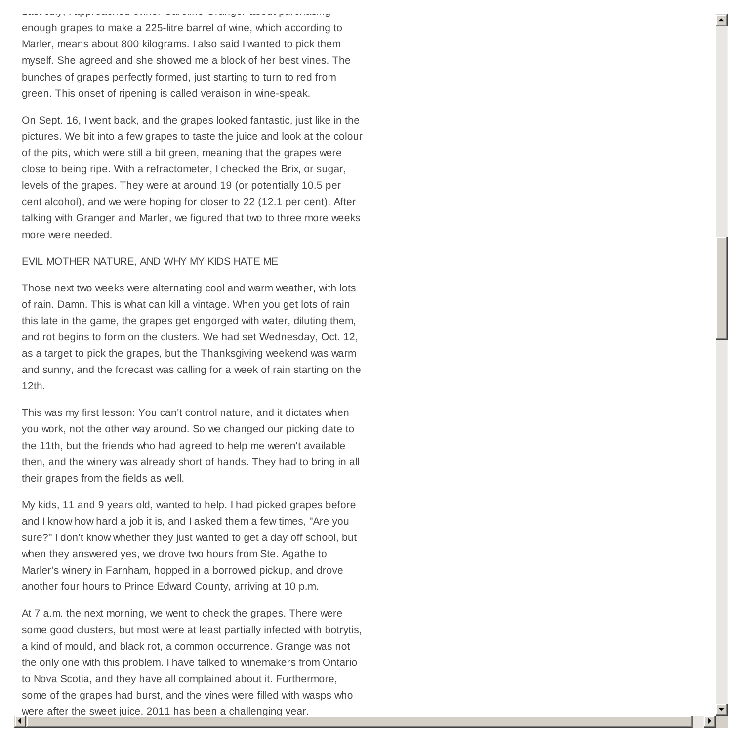Last July, I approached owner Caroline Granger about purchasing enough grapes to make a 225-litre barrel of wine, which according to Marler, means about 800 kilograms. I also said I wanted to pick them myself. She agreed and she showed me a block of her best vines. The bunches of grapes perfectly formed, just starting to turn to red from green. This onset of ripening is called veraison in wine-speak.

On Sept. 16, I went back, and the grapes looked fantastic, just like in the pictures. We bit into a few grapes to taste the juice and look at the colour of the pits, which were still a bit green, meaning that the grapes were close to being ripe. With a refractometer, I checked the Brix, or sugar, levels of the grapes. They were at around 19 (or potentially 10.5 per cent alcohol), and we were hoping for closer to 22 (12.1 per cent). After talking with Granger and Marler, we figured that two to three more weeks more were needed.

EVIL MOTHER NATURE, AND WHY MY KIDS HATE ME

Those next two weeks were alternating cool and warm weather, with lots of rain. Damn. This is what can kill a vintage. When you get lots of rain this late in the game, the grapes get engorged with water, diluting them, and rot begins to form on the clusters. We had set Wednesday, Oct. 12, as a target to pick the grapes, but the Thanksgiving weekend was warm and sunny, and the forecast was calling for a week of rain starting on the 12th.

This was my first lesson: You can't control nature, and it dictates when you work, not the other way around. So we changed our picking date to the 11th, but the friends who had agreed to help me weren't available then, and the winery was already short of hands. They had to bring in all their grapes from the fields as well.

My kids, 11 and 9 years old, wanted to help. I had picked grapes before and I know how hard a job it is, and I asked them a few times, "Are you sure?" I don't know whether they just wanted to get a day off school, but when they answered yes, we drove two hours from Ste. Agathe to Marler's winery in Farnham, hopped in a borrowed pickup, and drove another four hours to Prince Edward County, arriving at 10 p.m.

At 7 a.m. the next morning, we went to check the grapes. There were some good clusters, but most were at least partially infected with botrytis, a kind of mould, and black rot, a common occurrence. Grange was not the only one with this problem. I have talked to winemakers from Ontario to Nova Scotia, and they have all complained about it. Furthermore, some of the grapes had burst, and the vines were filled with wasps who were after the sweet juice. 2011 has been a challenging year.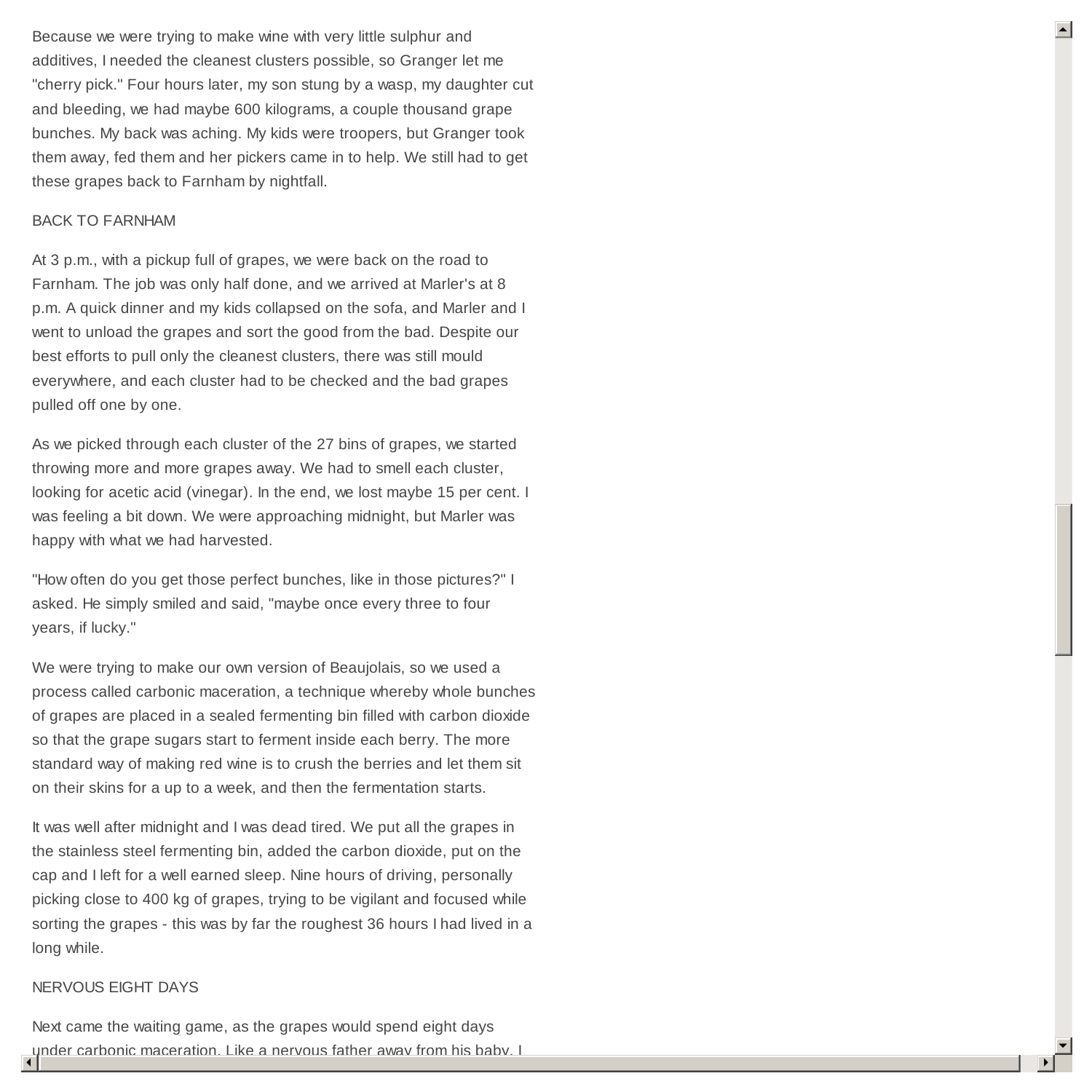Because we were trying to make wine with very little sulphur and additives, I needed the cleanest clusters possible, so Granger let me "cherry pick." Four hours later, my son stung by a wasp, my daughter cut and bleeding, we had maybe 600 kilograms, a couple thousand grape bunches. My back was aching. My kids were troopers, but Granger took them away, fed them and her pickers came in to help. We still had to get these grapes back to Farnham by nightfall.

## BACK TO FARNHAM

At 3 p.m., with a pickup full of grapes, we were back on the road to Farnham. The job was only half done, and we arrived at Marler's at 8 p.m. A quick dinner and my kids collapsed on the sofa, and Marler and I went to unload the grapes and sort the good from the bad. Despite our best efforts to pull only the cleanest clusters, there was still mould everywhere, and each cluster had to be checked and the bad grapes pulled off one by one.

As we picked through each cluster of the 27 bins of grapes, we started throwing more and more grapes away. We had to smell each cluster, looking for acetic acid (vinegar). In the end, we lost maybe 15 per cent. I was feeling a bit down. We were approaching midnight, but Marler was happy with what we had harvested.

"How often do you get those perfect bunches, like in those pictures?" I asked. He simply smiled and said, "maybe once every three to four years, if lucky."

We were trying to make our own version of Beaujolais, so we used a process called carbonic maceration, a technique whereby whole bunches of grapes are placed in a sealed fermenting bin filled with carbon dioxide so that the grape sugars start to ferment inside each berry. The more standard way of making red wine is to crush the berries and let them sit on their skins for a up to a week, and then the fermentation starts.

It was well after midnight and I was dead tired. We put all the grapes in the stainless steel fermenting bin, added the carbon dioxide, put on the cap and I left for a well earned sleep. Nine hours of driving, personally picking close to 400 kg of grapes, trying to be vigilant and focused while sorting the grapes - this was by far the roughest 36 hours I had lived in a long while.

## NERVOUS EIGHT DAYS

Next came the waiting game, as the grapes would spend eight days under carbonic maceration. Like a nervous father away from his baby, I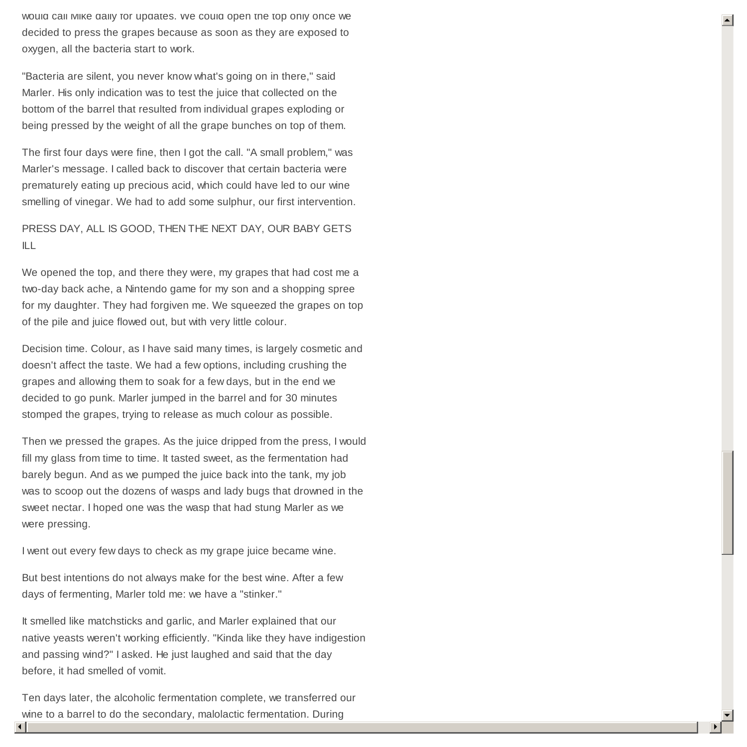would call Mike daily for updates. We could open the top only once we decided to press the grapes because as soon as they are exposed to oxygen, all the bacteria start to work.

"Bacteria are silent, you never know what's going on in there," said Marler. His only indication was to test the juice that collected on the bottom of the barrel that resulted from individual grapes exploding or being pressed by the weight of all the grape bunches on top of them.

The first four days were fine, then I got the call. "A small problem," was Marler's message. I called back to discover that certain bacteria were prematurely eating up precious acid, which could have led to our wine smelling of vinegar. We had to add some sulphur, our first intervention.

PRESS DAY, ALL IS GOOD, THEN THE NEXT DAY, OUR BABY GETS ILL

We opened the top, and there they were, my grapes that had cost me a two-day back ache, a Nintendo game for my son and a shopping spree for my daughter. They had forgiven me. We squeezed the grapes on top of the pile and juice flowed out, but with very little colour.

Decision time. Colour, as I have said many times, is largely cosmetic and doesn't affect the taste. We had a few options, including crushing the grapes and allowing them to soak for a few days, but in the end we decided to go punk. Marler jumped in the barrel and for 30 minutes stomped the grapes, trying to release as much colour as possible.

Then we pressed the grapes. As the juice dripped from the press, I would fill my glass from time to time. It tasted sweet, as the fermentation had barely begun. And as we pumped the juice back into the tank, my job was to scoop out the dozens of wasps and lady bugs that drowned in the sweet nectar. I hoped one was the wasp that had stung Marler as we were pressing.

I went out every few days to check as my grape juice became wine.

But best intentions do not always make for the best wine. After a few days of fermenting, Marler told me: we have a "stinker."

It smelled like matchsticks and garlic, and Marler explained that our native yeasts weren't working efficiently. "Kinda like they have indigestion and passing wind?" I asked. He just laughed and said that the day before, it had smelled of vomit.

Ten days later, the alcoholic fermentation complete, we transferred our wine to a barrel to do the secondary, malolactic fermentation. During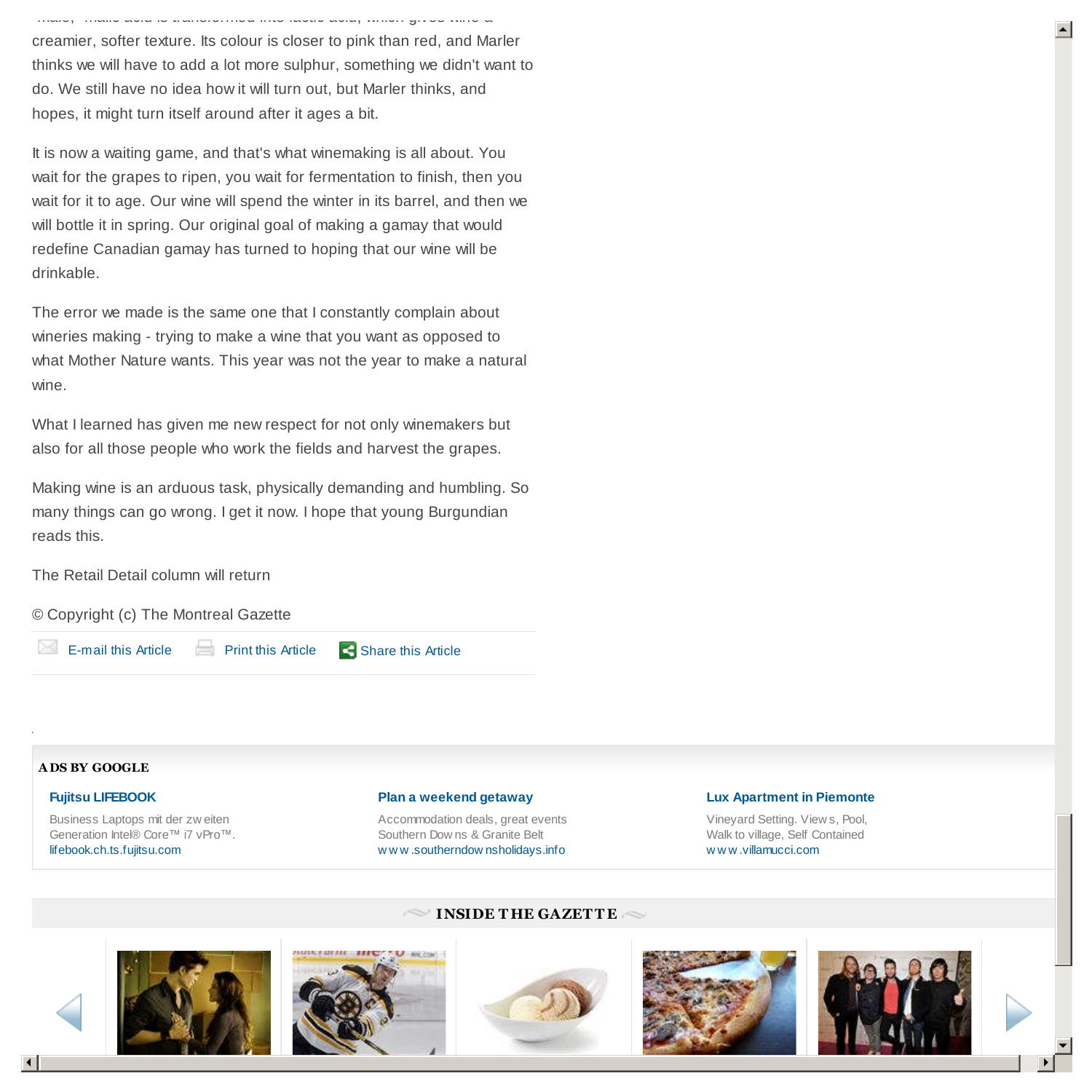creamier, softer texture. Its colour is closer to pink than red, and Marler thinks we will have to add a lot more sulphur, something we didn't want to do. We still have no idea how it will turn out, but Marler thinks, and hopes, it might turn itself around after it ages a bit.

It is now a waiting game, and that's what winemaking is all about. You wait for the grapes to ripen, you wait for fermentation to finish, then you wait for it to age. Our wine will spend the winter in its barrel, and then we will bottle it in spring. Our original goal of making a gamay that would redefine Canadian gamay has turned to hoping that our wine will be drinkable.

The error we made is the same one that I constantly complain about wineries making - trying to make a wine that you want as opposed to what Mother Nature wants. This year was not the year to make a natural wine.

What I learned has given me new respect for not only winemakers but also for all those people who work the fields and harvest the grapes.

Making wine is an arduous task, physically demanding and humbling. So many things can go wrong. I get it now. I hope that young Burgundian reads this.

The Retail Detail column will return

© Copyright (c) The Montreal Gazette

E-mail this Article Print this Article Share this Article

ADS BY GOOGLE

**Fujitsu LIFEBOOK**
Business Laptops mit der zweiten Generation Intel® Core™ i7 vPro™.
lifebook.ch.ts.fujitsu.com

**Plan a weekend getaway**
Accommodation deals, great events Southern Downs & Granite Belt
www.southerndownsholidays.info

**Lux Apartment in Piemonte**
Vineyard Setting. Views, Pool, Walk to village, Self Contained
www.villamucci.com

INSIDE THE GAZETTE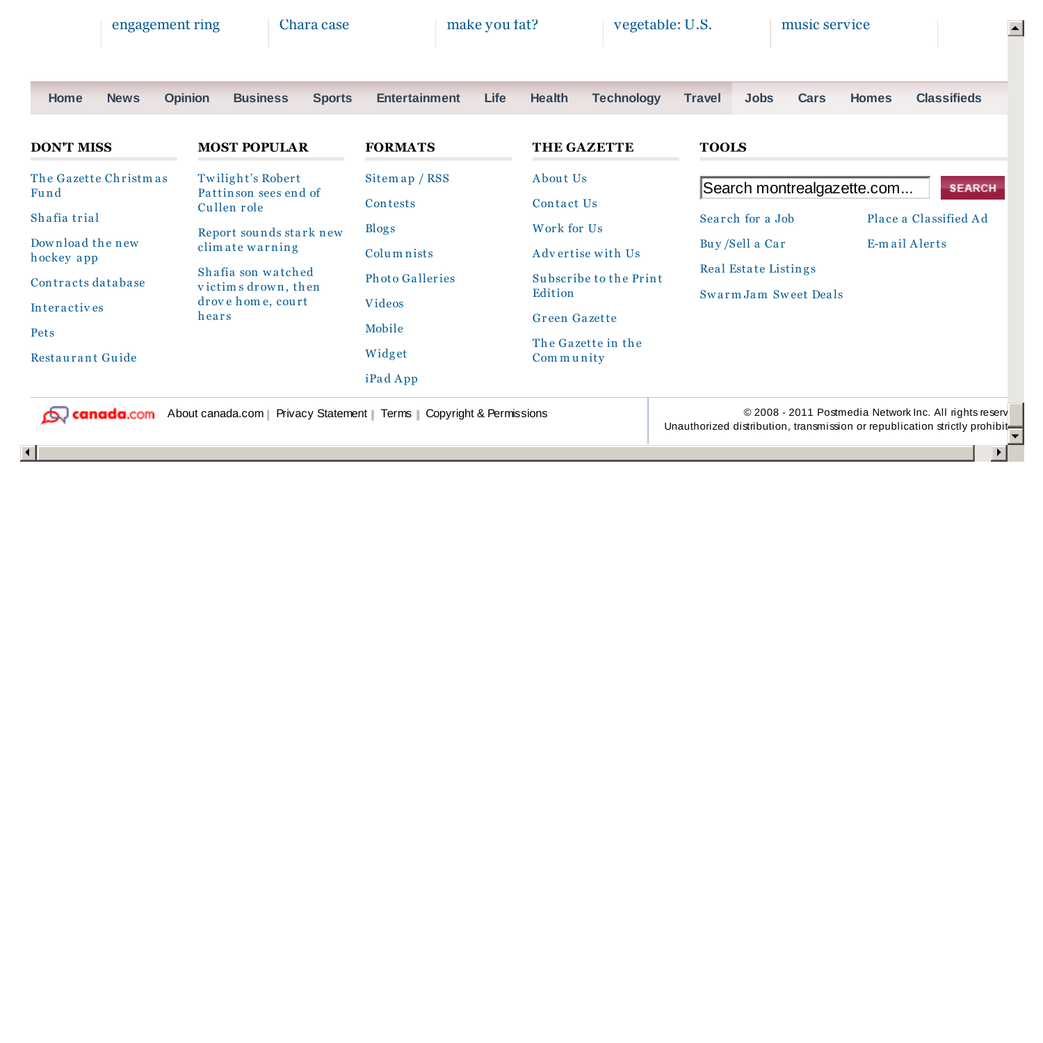engagement ring | Chara case | make you fat? | vegetable: U.S. | music service

Home | News | Opinion | Business | Sports | Entertainment | Life | Health | Technology | Travel | Jobs | Cars | Homes | Classifieds

## DON'T MISS

- The Gazette Christmas Fund
- Shafia trial
- Download the new hockey app
- Contracts database
- Interactives
- Pets
- Restaurant Guide

## MOST POPULAR

- Twilight's Robert Pattinson sees end of Cullen role
- Report sounds stark new climate warning
- Shafia son watched victims drown, then drove home, court hears

## FORMATS

- Sitemap / RSS
- Contests
- Blogs
- Columnists
- Photo Galleries
- Videos
- Mobile
- Widget
- iPad App

## THE GAZETTE

- About Us
- Contact Us
- Work for Us
- Advertise with Us
- Subscribe to the Print Edition
- Green Gazette
- The Gazette in the Community

## TOOLS

Search montrealgazette.com... SEARCH

- Search for a Job
- Buy/Sell a Car
- Real Estate Listings
- SwarmJam Sweet Deals
- Place a Classified Ad
- E-mail Alerts

canada.com About canada.com | Privacy Statement | Terms | Copyright & Permissions

© 2008 - 2011 Postmedia Network Inc. All rights reserv
Unauthorized distribution, transmission or republication strictly prohibit